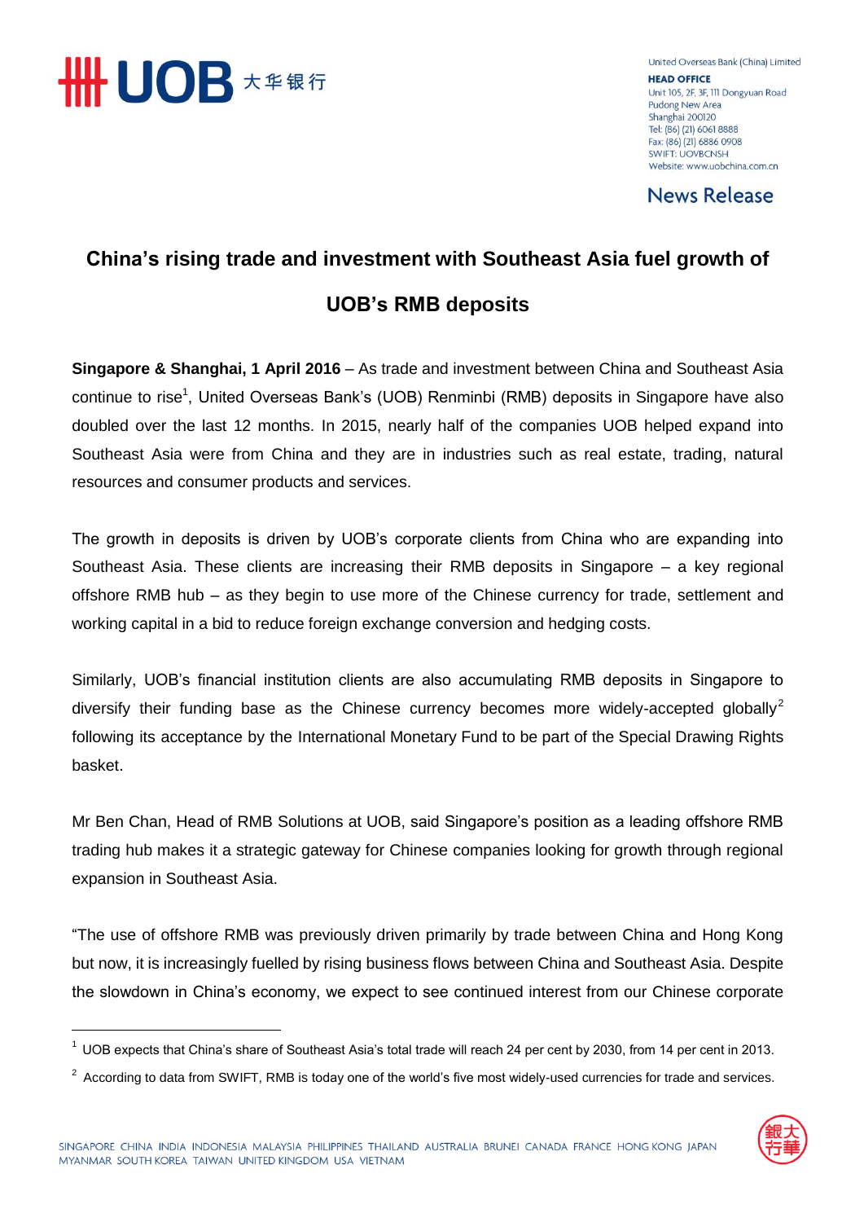United Overseas Bank (China) Limited

**HEAD OFFICE**
Unit 105, 2F, 3F, 111 Dongyuan Road
Pudong New Area
Shanghai 200120
Tel: (86) (21) 6061 8888
Fax: (86) (21) 6886 0908
SWIFT: UOVBCNSH
Website: www.uobchina.com.cn

**News Release**

# China's rising trade and investment with Southeast Asia fuel growth of UOB's RMB deposits

**Singapore & Shanghai, 1 April 2016** – As trade and investment between China and Southeast Asia continue to rise[1], United Overseas Bank's (UOB) Renminbi (RMB) deposits in Singapore have also doubled over the last 12 months. In 2015, nearly half of the companies UOB helped expand into Southeast Asia were from China and they are in industries such as real estate, trading, natural resources and consumer products and services.

The growth in deposits is driven by UOB's corporate clients from China who are expanding into Southeast Asia. These clients are increasing their RMB deposits in Singapore – a key regional offshore RMB hub – as they begin to use more of the Chinese currency for trade, settlement and working capital in a bid to reduce foreign exchange conversion and hedging costs.

Similarly, UOB's financial institution clients are also accumulating RMB deposits in Singapore to diversify their funding base as the Chinese currency becomes more widely-accepted globally[2] following its acceptance by the International Monetary Fund to be part of the Special Drawing Rights basket.

Mr Ben Chan, Head of RMB Solutions at UOB, said Singapore's position as a leading offshore RMB trading hub makes it a strategic gateway for Chinese companies looking for growth through regional expansion in Southeast Asia.

"The use of offshore RMB was previously driven primarily by trade between China and Hong Kong but now, it is increasingly fuelled by rising business flows between China and Southeast Asia. Despite the slowdown in China's economy, we expect to see continued interest from our Chinese corporate

---

[1] UOB expects that China's share of Southeast Asia's total trade will reach 24 per cent by 2030, from 14 per cent in 2013.

[2] According to data from SWIFT, RMB is today one of the world's five most widely-used currencies for trade and services.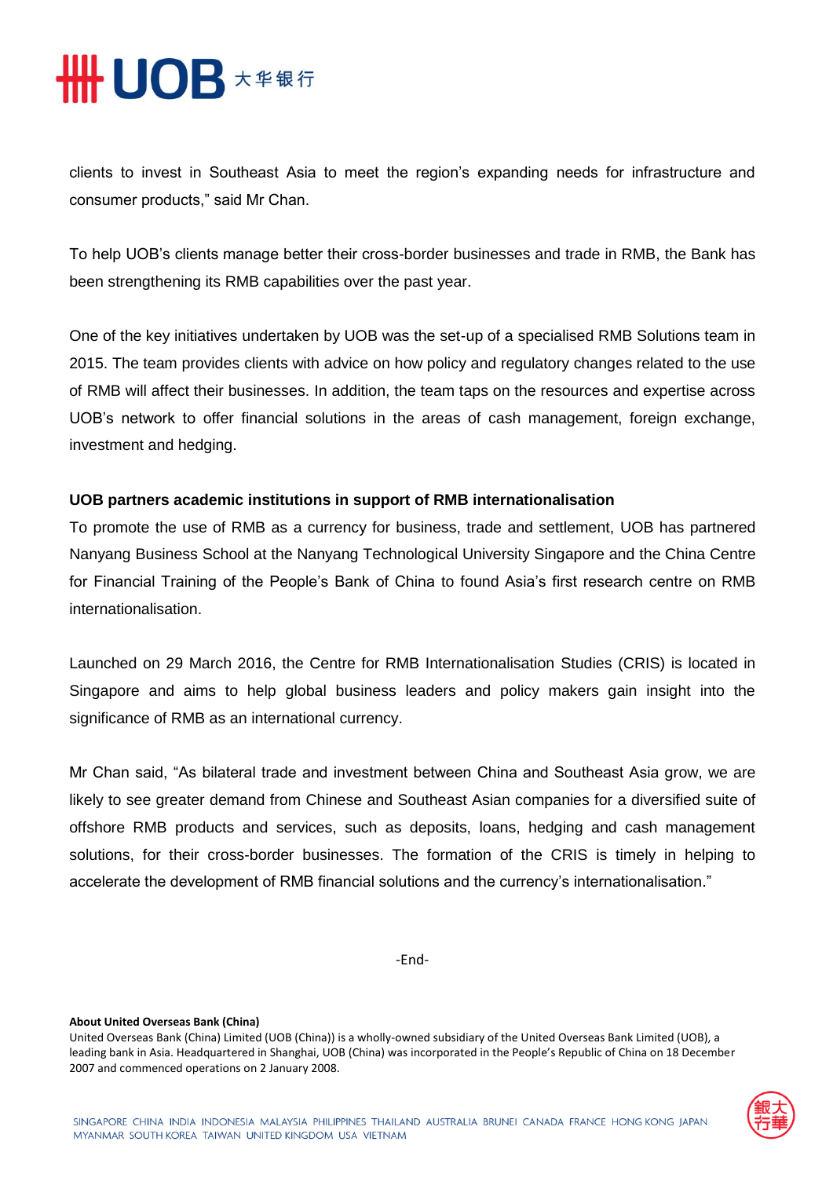clients to invest in Southeast Asia to meet the region's expanding needs for infrastructure and consumer products," said Mr Chan.

To help UOB's clients manage better their cross-border businesses and trade in RMB, the Bank has been strengthening its RMB capabilities over the past year.

One of the key initiatives undertaken by UOB was the set-up of a specialised RMB Solutions team in 2015. The team provides clients with advice on how policy and regulatory changes related to the use of RMB will affect their businesses. In addition, the team taps on the resources and expertise across UOB's network to offer financial solutions in the areas of cash management, foreign exchange, investment and hedging.

**UOB partners academic institutions in support of RMB internationalisation**

To promote the use of RMB as a currency for business, trade and settlement, UOB has partnered Nanyang Business School at the Nanyang Technological University Singapore and the China Centre for Financial Training of the People's Bank of China to found Asia's first research centre on RMB internationalisation.

Launched on 29 March 2016, the Centre for RMB Internationalisation Studies (CRIS) is located in Singapore and aims to help global business leaders and policy makers gain insight into the significance of RMB as an international currency.

Mr Chan said, "As bilateral trade and investment between China and Southeast Asia grow, we are likely to see greater demand from Chinese and Southeast Asian companies for a diversified suite of offshore RMB products and services, such as deposits, loans, hedging and cash management solutions, for their cross-border businesses. The formation of the CRIS is timely in helping to accelerate the development of RMB financial solutions and the currency's internationalisation."

-End-

**About United Overseas Bank (China)**

United Overseas Bank (China) Limited (UOB (China)) is a wholly-owned subsidiary of the United Overseas Bank Limited (UOB), a leading bank in Asia. Headquartered in Shanghai, UOB (China) was incorporated in the People's Republic of China on 18 December 2007 and commenced operations on 2 January 2008.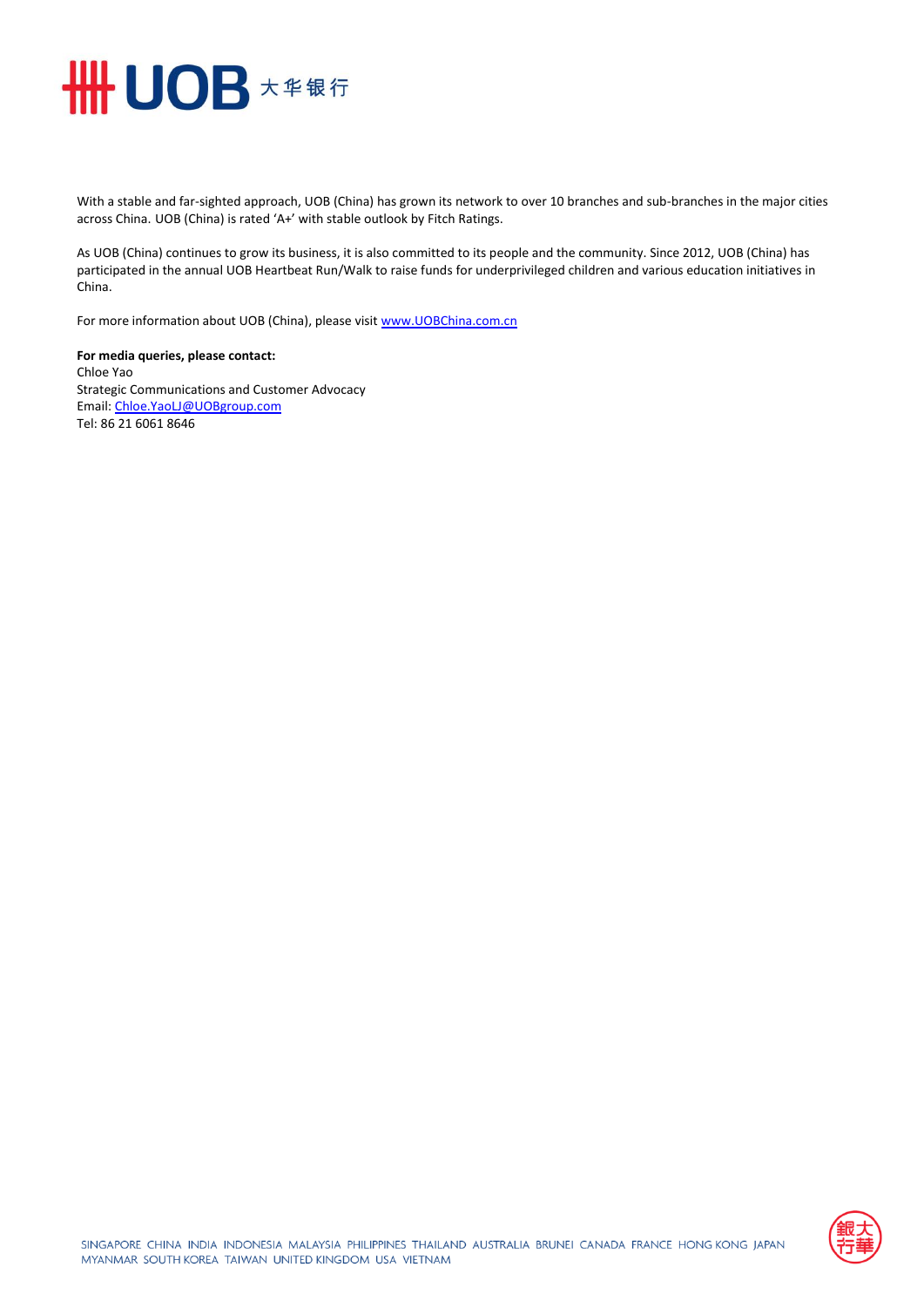With a stable and far-sighted approach, UOB (China) has grown its network to over 10 branches and sub-branches in the major cities across China. UOB (China) is rated 'A+' with stable outlook by Fitch Ratings.

As UOB (China) continues to grow its business, it is also committed to its people and the community. Since 2012, UOB (China) has participated in the annual UOB Heartbeat Run/Walk to raise funds for underprivileged children and various education initiatives in China.

For more information about UOB (China), please visit www.UOBChina.com.cn

**For media queries, please contact:**
Chloe Yao
Strategic Communications and Customer Advocacy
Email: Chloe.YaoLJ@UOBgroup.com
Tel: 86 21 6061 8646